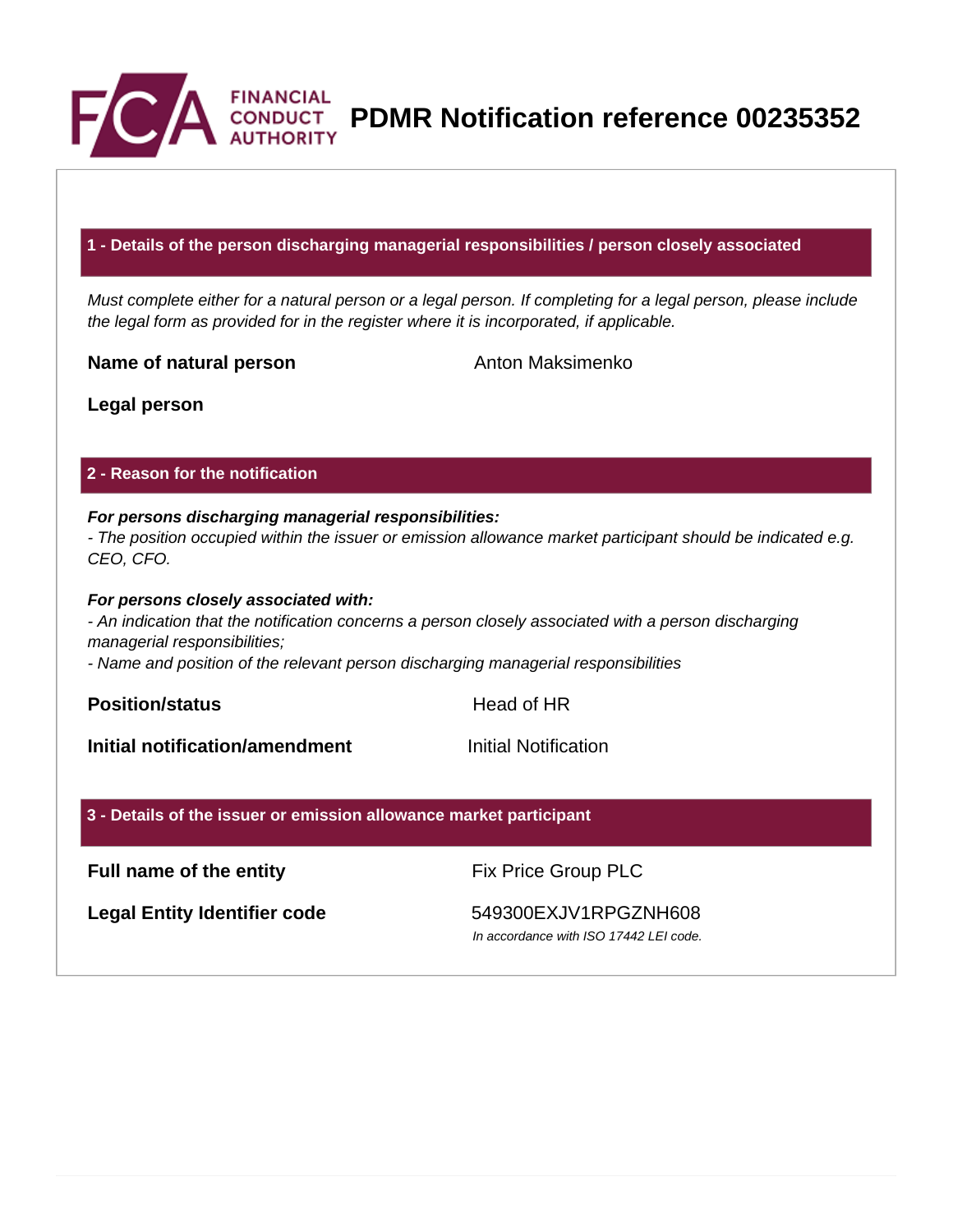# PDMR Notification reference 00235352

## 1 - Details of the person discharging managerial responsibilities / person closely associated

*Must complete either for a natural person or a legal person. If completing for a legal person, please include the legal form as provided for in the register where it is incorporated, if applicable.*

| | |
|---|---|
| **Name of natural person** | Anton Maksimenko |
| **Legal person** | |

## 2 - Reason for the notification

***For persons discharging managerial responsibilities:***
*- The position occupied within the issuer or emission allowance market participant should be indicated e.g. CEO, CFO.*

***For persons closely associated with:***
*- An indication that the notification concerns a person closely associated with a person discharging managerial responsibilities;*
*- Name and position of the relevant person discharging managerial responsibilities*

| | |
|---|---|
| **Position/status** | Head of HR |
| **Initial notification/amendment** | Initial Notification |

## 3 - Details of the issuer or emission allowance market participant

| | |
|---|---|
| **Full name of the entity** | Fix Price Group PLC |
| **Legal Entity Identifier code** | 549300EXJV1RPGZNH608<br>*In accordance with ISO 17442 LEI code.* |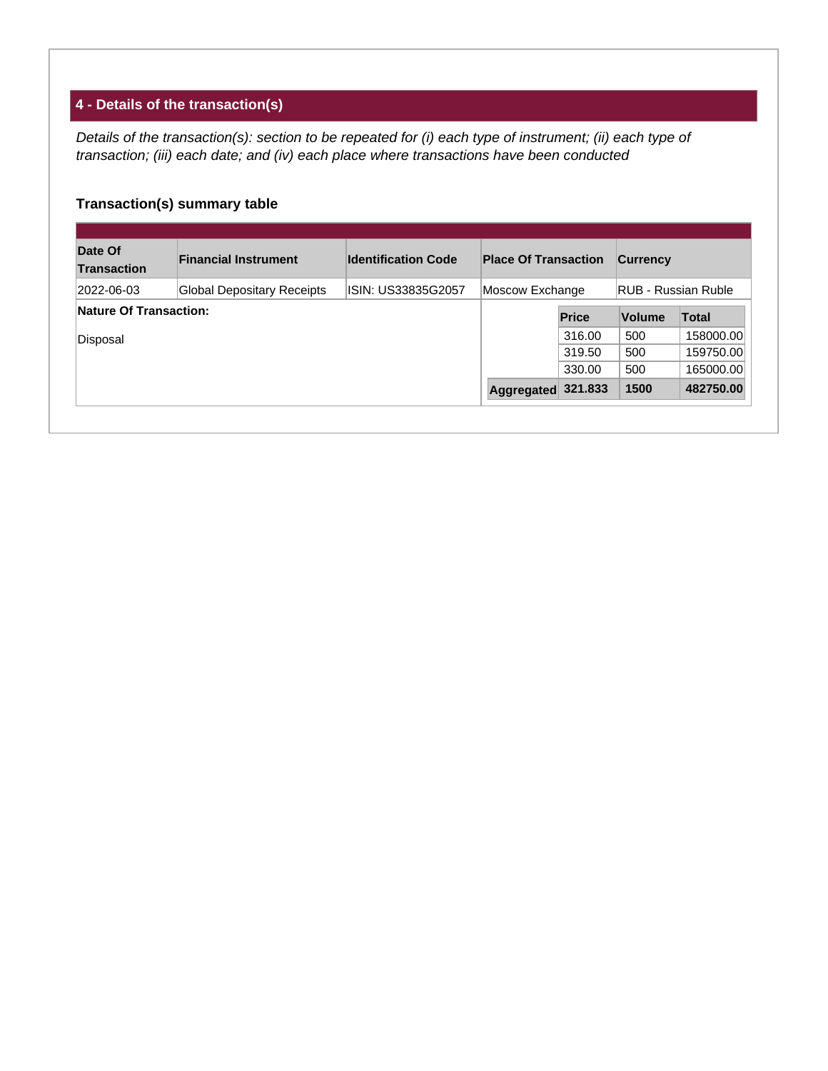## 4 - Details of the transaction(s)

*Details of the transaction(s): section to be repeated for (i) each type of instrument; (ii) each type of transaction; (iii) each date; and (iv) each place where transactions have been conducted*

### Transaction(s) summary table

| Date Of Transaction | Financial Instrument | Identification Code | Place Of Transaction | Currency |
|---|---|---|---|---|
| 2022-06-03 | Global Depositary Receipts | ISIN: US33835G2057 | Moscow Exchange | RUB - Russian Ruble |

**Nature Of Transaction:**

Disposal

| | Price | Volume | Total |
|---|---|---|---|
| | 316.00 | 500 | 158000.00 |
| | 319.50 | 500 | 159750.00 |
| | 330.00 | 500 | 165000.00 |
| **Aggregated** | **321.833** | **1500** | **482750.00** |